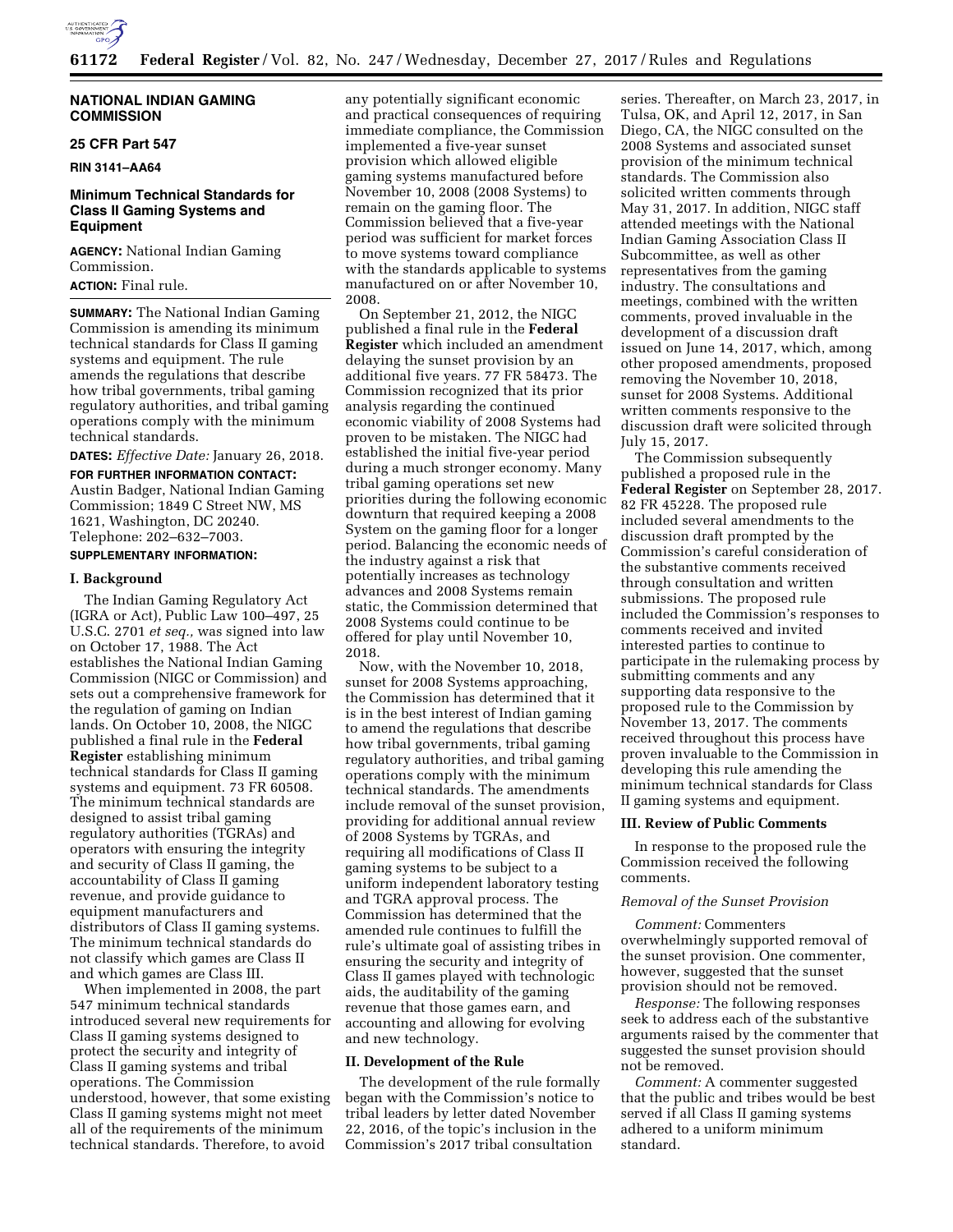## NATIONAL INDIAN GAMING COMMISSION

### 25 CFR Part 547

**RIN 3141–AA64**

### Minimum Technical Standards for Class II Gaming Systems and Equipment

**AGENCY:** National Indian Gaming Commission.

**ACTION:** Final rule.

**SUMMARY:** The National Indian Gaming Commission is amending its minimum technical standards for Class II gaming systems and equipment. The rule amends the regulations that describe how tribal governments, tribal gaming regulatory authorities, and tribal gaming operations comply with the minimum technical standards.

**DATES:** *Effective Date:* January 26, 2018.

**FOR FURTHER INFORMATION CONTACT:** Austin Badger, National Indian Gaming Commission; 1849 C Street NW, MS 1621, Washington, DC 20240. Telephone: 202–632–7003.

**SUPPLEMENTARY INFORMATION:**

### I. Background

The Indian Gaming Regulatory Act (IGRA or Act), Public Law 100–497, 25 U.S.C. 2701 *et seq.,* was signed into law on October 17, 1988. The Act establishes the National Indian Gaming Commission (NIGC or Commission) and sets out a comprehensive framework for the regulation of gaming on Indian lands. On October 10, 2008, the NIGC published a final rule in the **Federal Register** establishing minimum technical standards for Class II gaming systems and equipment. 73 FR 60508. The minimum technical standards are designed to assist tribal gaming regulatory authorities (TGRAs) and operators with ensuring the integrity and security of Class II gaming, the accountability of Class II gaming revenue, and provide guidance to equipment manufacturers and distributors of Class II gaming systems. The minimum technical standards do not classify which games are Class II and which games are Class III.

When implemented in 2008, the part 547 minimum technical standards introduced several new requirements for Class II gaming systems designed to protect the security and integrity of Class II gaming systems and tribal operations. The Commission understood, however, that some existing Class II gaming systems might not meet all of the requirements of the minimum technical standards. Therefore, to avoid any potentially significant economic and practical consequences of requiring immediate compliance, the Commission implemented a five-year sunset provision which allowed eligible gaming systems manufactured before November 10, 2008 (2008 Systems) to remain on the gaming floor. The Commission believed that a five-year period was sufficient for market forces to move systems toward compliance with the standards applicable to systems manufactured on or after November 10, 2008.

On September 21, 2012, the NIGC published a final rule in the **Federal Register** which included an amendment delaying the sunset provision by an additional five years. 77 FR 58473. The Commission recognized that its prior analysis regarding the continued economic viability of 2008 Systems had proven to be mistaken. The NIGC had established the initial five-year period during a much stronger economy. Many tribal gaming operations set new priorities during the following economic downturn that required keeping a 2008 System on the gaming floor for a longer period. Balancing the economic needs of the industry against a risk that potentially increases as technology advances and 2008 Systems remain static, the Commission determined that 2008 Systems could continue to be offered for play until November 10, 2018.

Now, with the November 10, 2018, sunset for 2008 Systems approaching, the Commission has determined that it is in the best interest of Indian gaming to amend the regulations that describe how tribal governments, tribal gaming regulatory authorities, and tribal gaming operations comply with the minimum technical standards. The amendments include removal of the sunset provision, providing for additional annual review of 2008 Systems by TGRAs, and requiring all modifications of Class II gaming systems to be subject to a uniform independent laboratory testing and TGRA approval process. The Commission has determined that the amended rule continues to fulfill the rule's ultimate goal of assisting tribes in ensuring the security and integrity of Class II games played with technologic aids, the auditability of the gaming revenue that those games earn, and accounting and allowing for evolving and new technology.

### II. Development of the Rule

The development of the rule formally began with the Commission's notice to tribal leaders by letter dated November 22, 2016, of the topic's inclusion in the Commission's 2017 tribal consultation series. Thereafter, on March 23, 2017, in Tulsa, OK, and April 12, 2017, in San Diego, CA, the NIGC consulted on the 2008 Systems and associated sunset provision of the minimum technical standards. The Commission also solicited written comments through May 31, 2017. In addition, NIGC staff attended meetings with the National Indian Gaming Association Class II Subcommittee, as well as other representatives from the gaming industry. The consultations and meetings, combined with the written comments, proved invaluable in the development of a discussion draft issued on June 14, 2017, which, among other proposed amendments, proposed removing the November 10, 2018, sunset for 2008 Systems. Additional written comments responsive to the discussion draft were solicited through July 15, 2017.

The Commission subsequently published a proposed rule in the **Federal Register** on September 28, 2017. 82 FR 45228. The proposed rule included several amendments to the discussion draft prompted by the Commission's careful consideration of the substantive comments received through consultation and written submissions. The proposed rule included the Commission's responses to comments received and invited interested parties to continue to participate in the rulemaking process by submitting comments and any supporting data responsive to the proposed rule to the Commission by November 13, 2017. The comments received throughout this process have proven invaluable to the Commission in developing this rule amending the minimum technical standards for Class II gaming systems and equipment.

### III. Review of Public Comments

In response to the proposed rule the Commission received the following comments.

*Removal of the Sunset Provision*

*Comment:* Commenters overwhelmingly supported removal of the sunset provision. One commenter, however, suggested that the sunset provision should not be removed.

*Response:* The following responses seek to address each of the substantive arguments raised by the commenter that suggested the sunset provision should not be removed.

*Comment:* A commenter suggested that the public and tribes would be best served if all Class II gaming systems adhered to a uniform minimum standard.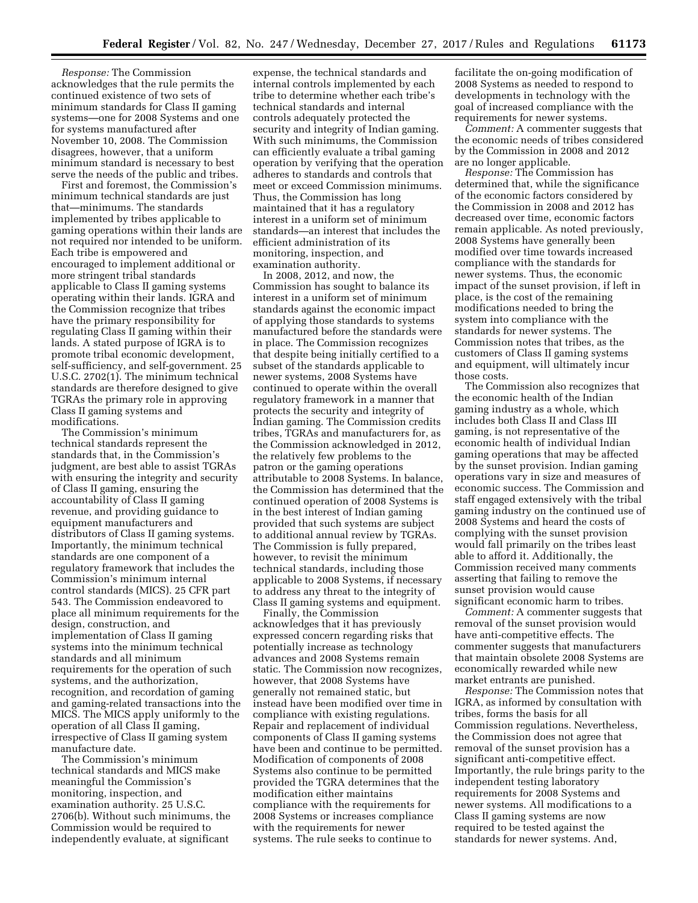*Response:* The Commission acknowledges that the rule permits the continued existence of two sets of minimum standards for Class II gaming systems—one for 2008 Systems and one for systems manufactured after November 10, 2008. The Commission disagrees, however, that a uniform minimum standard is necessary to best serve the needs of the public and tribes.

First and foremost, the Commission's minimum technical standards are just that—minimums. The standards implemented by tribes applicable to gaming operations within their lands are not required nor intended to be uniform. Each tribe is empowered and encouraged to implement additional or more stringent tribal standards applicable to Class II gaming systems operating within their lands. IGRA and the Commission recognize that tribes have the primary responsibility for regulating Class II gaming within their lands. A stated purpose of IGRA is to promote tribal economic development, self-sufficiency, and self-government. 25 U.S.C. 2702(1). The minimum technical standards are therefore designed to give TGRAs the primary role in approving Class II gaming systems and modifications.

The Commission's minimum technical standards represent the standards that, in the Commission's judgment, are best able to assist TGRAs with ensuring the integrity and security of Class II gaming, ensuring the accountability of Class II gaming revenue, and providing guidance to equipment manufacturers and distributors of Class II gaming systems. Importantly, the minimum technical standards are one component of a regulatory framework that includes the Commission's minimum internal control standards (MICS). 25 CFR part 543. The Commission endeavored to place all minimum requirements for the design, construction, and implementation of Class II gaming systems into the minimum technical standards and all minimum requirements for the operation of such systems, and the authorization, recognition, and recordation of gaming and gaming-related transactions into the MICS. The MICS apply uniformly to the operation of all Class II gaming, irrespective of Class II gaming system manufacture date.

The Commission's minimum technical standards and MICS make meaningful the Commission's monitoring, inspection, and examination authority. 25 U.S.C. 2706(b). Without such minimums, the Commission would be required to independently evaluate, at significant expense, the technical standards and internal controls implemented by each tribe to determine whether each tribe's technical standards and internal controls adequately protected the security and integrity of Indian gaming. With such minimums, the Commission can efficiently evaluate a tribal gaming operation by verifying that the operation adheres to standards and controls that meet or exceed Commission minimums. Thus, the Commission has long maintained that it has a regulatory interest in a uniform set of minimum standards—an interest that includes the efficient administration of its monitoring, inspection, and examination authority.

In 2008, 2012, and now, the Commission has sought to balance its interest in a uniform set of minimum standards against the economic impact of applying those standards to systems manufactured before the standards were in place. The Commission recognizes that despite being initially certified to a subset of the standards applicable to newer systems, 2008 Systems have continued to operate within the overall regulatory framework in a manner that protects the security and integrity of Indian gaming. The Commission credits tribes, TGRAs and manufacturers for, as the Commission acknowledged in 2012, the relatively few problems to the patron or the gaming operations attributable to 2008 Systems. In balance, the Commission has determined that the continued operation of 2008 Systems is in the best interest of Indian gaming provided that such systems are subject to additional annual review by TGRAs. The Commission is fully prepared, however, to revisit the minimum technical standards, including those applicable to 2008 Systems, if necessary to address any threat to the integrity of Class II gaming systems and equipment.

Finally, the Commission acknowledges that it has previously expressed concern regarding risks that potentially increase as technology advances and 2008 Systems remain static. The Commission now recognizes, however, that 2008 Systems have generally not remained static, but instead have been modified over time in compliance with existing regulations. Repair and replacement of individual components of Class II gaming systems have been and continue to be permitted. Modification of components of 2008 Systems also continue to be permitted provided the TGRA determines that the modification either maintains compliance with the requirements for 2008 Systems or increases compliance with the requirements for newer systems. The rule seeks to continue to facilitate the on-going modification of 2008 Systems as needed to respond to developments in technology with the goal of increased compliance with the requirements for newer systems.

*Comment:* A commenter suggests that the economic needs of tribes considered by the Commission in 2008 and 2012 are no longer applicable.

*Response:* The Commission has determined that, while the significance of the economic factors considered by the Commission in 2008 and 2012 has decreased over time, economic factors remain applicable. As noted previously, 2008 Systems have generally been modified over time towards increased compliance with the standards for newer systems. Thus, the economic impact of the sunset provision, if left in place, is the cost of the remaining modifications needed to bring the system into compliance with the standards for newer systems. The Commission notes that tribes, as the customers of Class II gaming systems and equipment, will ultimately incur those costs.

The Commission also recognizes that the economic health of the Indian gaming industry as a whole, which includes both Class II and Class III gaming, is not representative of the economic health of individual Indian gaming operations that may be affected by the sunset provision. Indian gaming operations vary in size and measures of economic success. The Commission and staff engaged extensively with the tribal gaming industry on the continued use of 2008 Systems and heard the costs of complying with the sunset provision would fall primarily on the tribes least able to afford it. Additionally, the Commission received many comments asserting that failing to remove the sunset provision would cause significant economic harm to tribes.

*Comment:* A commenter suggests that removal of the sunset provision would have anti-competitive effects. The commenter suggests that manufacturers that maintain obsolete 2008 Systems are economically rewarded while new market entrants are punished.

*Response:* The Commission notes that IGRA, as informed by consultation with tribes, forms the basis for all Commission regulations. Nevertheless, the Commission does not agree that removal of the sunset provision has a significant anti-competitive effect. Importantly, the rule brings parity to the independent testing laboratory requirements for 2008 Systems and newer systems. All modifications to a Class II gaming systems are now required to be tested against the standards for newer systems. And,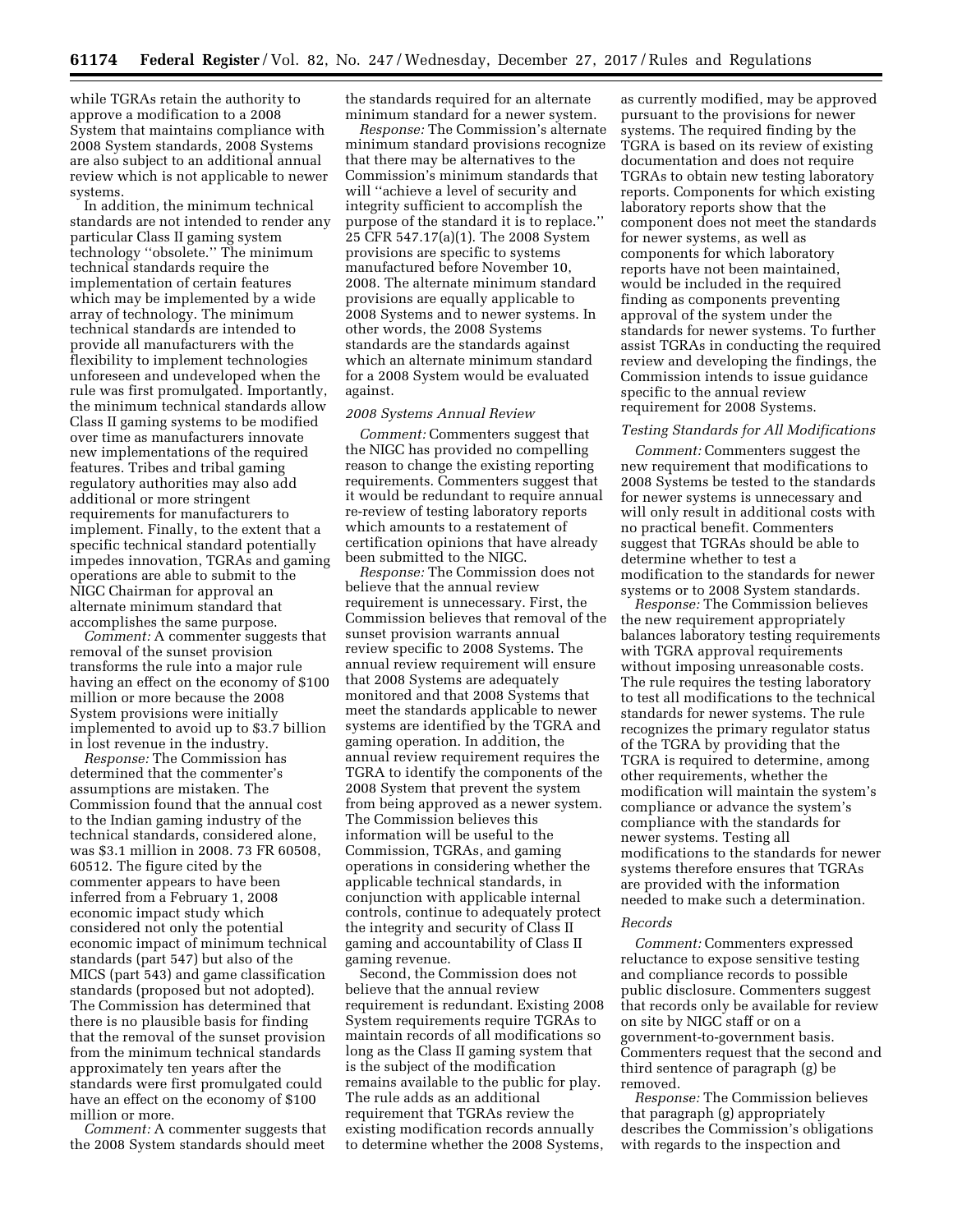while TGRAs retain the authority to approve a modification to a 2008 System that maintains compliance with 2008 System standards, 2008 Systems are also subject to an additional annual review which is not applicable to newer systems.

In addition, the minimum technical standards are not intended to render any particular Class II gaming system technology ''obsolete.'' The minimum technical standards require the implementation of certain features which may be implemented by a wide array of technology. The minimum technical standards are intended to provide all manufacturers with the flexibility to implement technologies unforeseen and undeveloped when the rule was first promulgated. Importantly, the minimum technical standards allow Class II gaming systems to be modified over time as manufacturers innovate new implementations of the required features. Tribes and tribal gaming regulatory authorities may also add additional or more stringent requirements for manufacturers to implement. Finally, to the extent that a specific technical standard potentially impedes innovation, TGRAs and gaming operations are able to submit to the NIGC Chairman for approval an alternate minimum standard that accomplishes the same purpose.

*Comment:* A commenter suggests that removal of the sunset provision transforms the rule into a major rule having an effect on the economy of $100 million or more because the 2008 System provisions were initially implemented to avoid up to $3.7 billion in lost revenue in the industry.

*Response:* The Commission has determined that the commenter's assumptions are mistaken. The Commission found that the annual cost to the Indian gaming industry of the technical standards, considered alone, was $3.1 million in 2008. 73 FR 60508, 60512. The figure cited by the commenter appears to have been inferred from a February 1, 2008 economic impact study which considered not only the potential economic impact of minimum technical standards (part 547) but also of the MICS (part 543) and game classification standards (proposed but not adopted). The Commission has determined that there is no plausible basis for finding that the removal of the sunset provision from the minimum technical standards approximately ten years after the standards were first promulgated could have an effect on the economy of $100 million or more.

*Comment:* A commenter suggests that the 2008 System standards should meet the standards required for an alternate minimum standard for a newer system.

*Response:* The Commission's alternate minimum standard provisions recognize that there may be alternatives to the Commission's minimum standards that will ''achieve a level of security and integrity sufficient to accomplish the purpose of the standard it is to replace.'' 25 CFR 547.17(a)(1). The 2008 System provisions are specific to systems manufactured before November 10, 2008. The alternate minimum standard provisions are equally applicable to 2008 Systems and to newer systems. In other words, the 2008 Systems standards are the standards against which an alternate minimum standard for a 2008 System would be evaluated against.

### *2008 Systems Annual Review*

*Comment:* Commenters suggest that the NIGC has provided no compelling reason to change the existing reporting requirements. Commenters suggest that it would be redundant to require annual re-review of testing laboratory reports which amounts to a restatement of certification opinions that have already been submitted to the NIGC.

*Response:* The Commission does not believe that the annual review requirement is unnecessary. First, the Commission believes that removal of the sunset provision warrants annual review specific to 2008 Systems. The annual review requirement will ensure that 2008 Systems are adequately monitored and that 2008 Systems that meet the standards applicable to newer systems are identified by the TGRA and gaming operation. In addition, the annual review requirement requires the TGRA to identify the components of the 2008 System that prevent the system from being approved as a newer system. The Commission believes this information will be useful to the Commission, TGRAs, and gaming operations in considering whether the applicable technical standards, in conjunction with applicable internal controls, continue to adequately protect the integrity and security of Class II gaming and accountability of Class II gaming revenue.

Second, the Commission does not believe that the annual review requirement is redundant. Existing 2008 System requirements require TGRAs to maintain records of all modifications so long as the Class II gaming system that is the subject of the modification remains available to the public for play. The rule adds as an additional requirement that TGRAs review the existing modification records annually to determine whether the 2008 Systems, as currently modified, may be approved pursuant to the provisions for newer systems. The required finding by the TGRA is based on its review of existing documentation and does not require TGRAs to obtain new testing laboratory reports. Components for which existing laboratory reports show that the component does not meet the standards for newer systems, as well as components for which laboratory reports have not been maintained, would be included in the required finding as components preventing approval of the system under the standards for newer systems. To further assist TGRAs in conducting the required review and developing the findings, the Commission intends to issue guidance specific to the annual review requirement for 2008 Systems.

### *Testing Standards for All Modifications*

*Comment:* Commenters suggest the new requirement that modifications to 2008 Systems be tested to the standards for newer systems is unnecessary and will only result in additional costs with no practical benefit. Commenters suggest that TGRAs should be able to determine whether to test a modification to the standards for newer systems or to 2008 System standards.

*Response:* The Commission believes the new requirement appropriately balances laboratory testing requirements with TGRA approval requirements without imposing unreasonable costs. The rule requires the testing laboratory to test all modifications to the technical standards for newer systems. The rule recognizes the primary regulator status of the TGRA by providing that the TGRA is required to determine, among other requirements, whether the modification will maintain the system's compliance or advance the system's compliance with the standards for newer systems. Testing all modifications to the standards for newer systems therefore ensures that TGRAs are provided with the information needed to make such a determination.

### *Records*

*Comment:* Commenters expressed reluctance to expose sensitive testing and compliance records to possible public disclosure. Commenters suggest that records only be available for review on site by NIGC staff or on a government-to-government basis. Commenters request that the second and third sentence of paragraph (g) be removed.

*Response:* The Commission believes that paragraph (g) appropriately describes the Commission's obligations with regards to the inspection and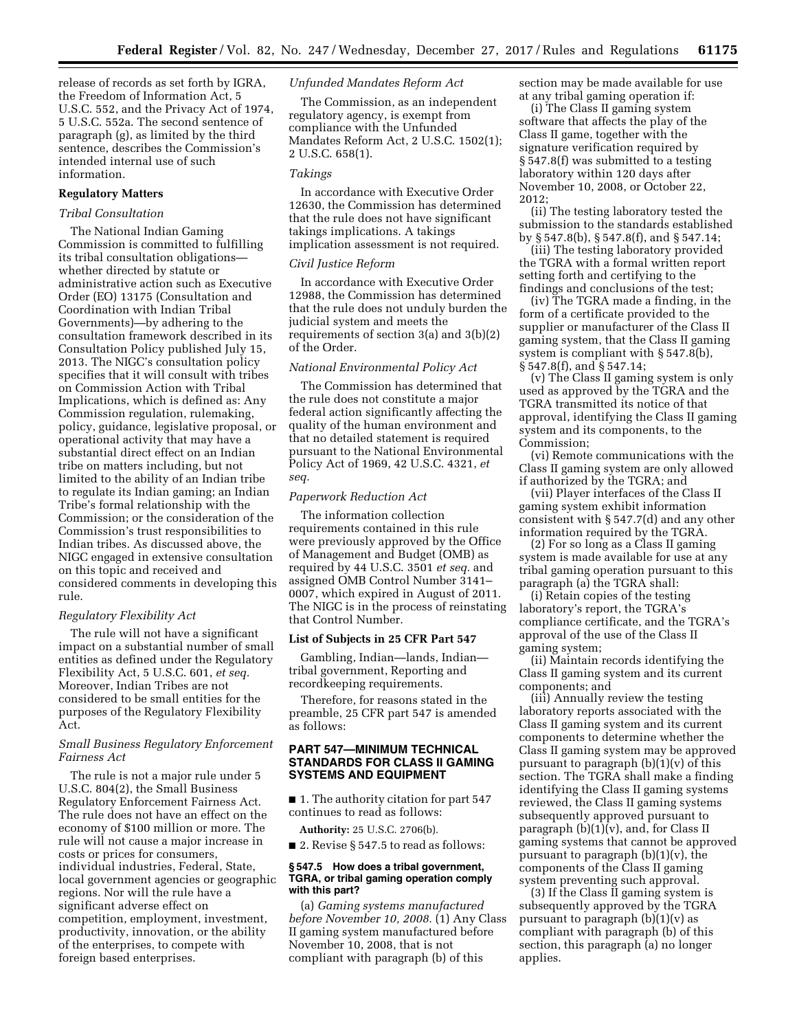release of records as set forth by IGRA, the Freedom of Information Act, 5 U.S.C. 552, and the Privacy Act of 1974, 5 U.S.C. 552a. The second sentence of paragraph (g), as limited by the third sentence, describes the Commission's intended internal use of such information.

## Regulatory Matters

### *Tribal Consultation*

The National Indian Gaming Commission is committed to fulfilling its tribal consultation obligations—whether directed by statute or administrative action such as Executive Order (EO) 13175 (Consultation and Coordination with Indian Tribal Governments)—by adhering to the consultation framework described in its Consultation Policy published July 15, 2013. The NIGC's consultation policy specifies that it will consult with tribes on Commission Action with Tribal Implications, which is defined as: Any Commission regulation, rulemaking, policy, guidance, legislative proposal, or operational activity that may have a substantial direct effect on an Indian tribe on matters including, but not limited to the ability of an Indian tribe to regulate its Indian gaming; an Indian Tribe's formal relationship with the Commission; or the consideration of the Commission's trust responsibilities to Indian tribes. As discussed above, the NIGC engaged in extensive consultation on this topic and received and considered comments in developing this rule.

### *Regulatory Flexibility Act*

The rule will not have a significant impact on a substantial number of small entities as defined under the Regulatory Flexibility Act, 5 U.S.C. 601, *et seq.* Moreover, Indian Tribes are not considered to be small entities for the purposes of the Regulatory Flexibility Act.

### *Small Business Regulatory Enforcement Fairness Act*

The rule is not a major rule under 5 U.S.C. 804(2), the Small Business Regulatory Enforcement Fairness Act. The rule does not have an effect on the economy of $100 million or more. The rule will not cause a major increase in costs or prices for consumers, individual industries, Federal, State, local government agencies or geographic regions. Nor will the rule have a significant adverse effect on competition, employment, investment, productivity, innovation, or the ability of the enterprises, to compete with foreign based enterprises.

### *Unfunded Mandates Reform Act*

The Commission, as an independent regulatory agency, is exempt from compliance with the Unfunded Mandates Reform Act, 2 U.S.C. 1502(1); 2 U.S.C. 658(1).

### *Takings*

In accordance with Executive Order 12630, the Commission has determined that the rule does not have significant takings implications. A takings implication assessment is not required.

### *Civil Justice Reform*

In accordance with Executive Order 12988, the Commission has determined that the rule does not unduly burden the judicial system and meets the requirements of section 3(a) and 3(b)(2) of the Order.

### *National Environmental Policy Act*

The Commission has determined that the rule does not constitute a major federal action significantly affecting the quality of the human environment and that no detailed statement is required pursuant to the National Environmental Policy Act of 1969, 42 U.S.C. 4321, *et seq.*

### *Paperwork Reduction Act*

The information collection requirements contained in this rule were previously approved by the Office of Management and Budget (OMB) as required by 44 U.S.C. 3501 *et seq.* and assigned OMB Control Number 3141–0007, which expired in August of 2011. The NIGC is in the process of reinstating that Control Number.

## List of Subjects in 25 CFR Part 547

Gambling, Indian—lands, Indian—tribal government, Reporting and recordkeeping requirements.

Therefore, for reasons stated in the preamble, 25 CFR part 547 is amended as follows:

## PART 547—MINIMUM TECHNICAL STANDARDS FOR CLASS II GAMING SYSTEMS AND EQUIPMENT

■ 1. The authority citation for part 547 continues to read as follows:

**Authority:** 25 U.S.C. 2706(b).

■ 2. Revise § 547.5 to read as follows:

### § 547.5 How does a tribal government, TGRA, or tribal gaming operation comply with this part?

(a) *Gaming systems manufactured before November 10, 2008.* (1) Any Class II gaming system manufactured before November 10, 2008, that is not compliant with paragraph (b) of this section may be made available for use at any tribal gaming operation if:

(i) The Class II gaming system software that affects the play of the Class II game, together with the signature verification required by § 547.8(f) was submitted to a testing laboratory within 120 days after November 10, 2008, or October 22, 2012;

(ii) The testing laboratory tested the submission to the standards established by § 547.8(b), § 547.8(f), and § 547.14;

(iii) The testing laboratory provided the TGRA with a formal written report setting forth and certifying to the findings and conclusions of the test;

(iv) The TGRA made a finding, in the form of a certificate provided to the supplier or manufacturer of the Class II gaming system, that the Class II gaming system is compliant with § 547.8(b), § 547.8(f), and § 547.14;

(v) The Class II gaming system is only used as approved by the TGRA and the TGRA transmitted its notice of that approval, identifying the Class II gaming system and its components, to the Commission;

(vi) Remote communications with the Class II gaming system are only allowed if authorized by the TGRA; and

(vii) Player interfaces of the Class II gaming system exhibit information consistent with § 547.7(d) and any other information required by the TGRA.

(2) For so long as a Class II gaming system is made available for use at any tribal gaming operation pursuant to this paragraph (a) the TGRA shall:

(i) Retain copies of the testing laboratory's report, the TGRA's compliance certificate, and the TGRA's approval of the use of the Class II gaming system;

(ii) Maintain records identifying the Class II gaming system and its current components; and

(iii) Annually review the testing laboratory reports associated with the Class II gaming system and its current components to determine whether the Class II gaming system may be approved pursuant to paragraph (b)(1)(v) of this section. The TGRA shall make a finding identifying the Class II gaming systems reviewed, the Class II gaming systems subsequently approved pursuant to paragraph (b)(1)(v), and, for Class II gaming systems that cannot be approved pursuant to paragraph (b)(1)(v), the components of the Class II gaming system preventing such approval.

(3) If the Class II gaming system is subsequently approved by the TGRA pursuant to paragraph (b)(1)(v) as compliant with paragraph (b) of this section, this paragraph (a) no longer applies.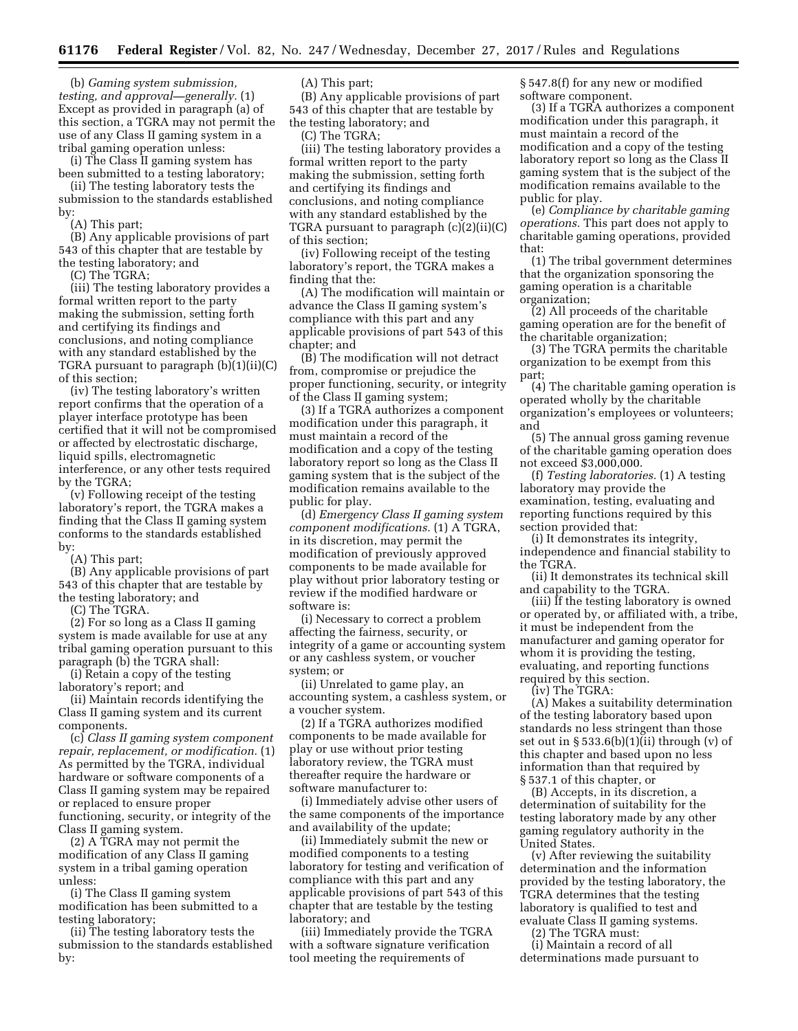(b) *Gaming system submission, testing, and approval—generally.* (1) Except as provided in paragraph (a) of this section, a TGRA may not permit the use of any Class II gaming system in a tribal gaming operation unless:

(i) The Class II gaming system has been submitted to a testing laboratory;

(ii) The testing laboratory tests the submission to the standards established by:

(A) This part;

(B) Any applicable provisions of part 543 of this chapter that are testable by the testing laboratory; and

(C) The TGRA;

(iii) The testing laboratory provides a formal written report to the party making the submission, setting forth and certifying its findings and conclusions, and noting compliance with any standard established by the TGRA pursuant to paragraph (b)(1)(ii)(C) of this section;

(iv) The testing laboratory's written report confirms that the operation of a player interface prototype has been certified that it will not be compromised or affected by electrostatic discharge, liquid spills, electromagnetic interference, or any other tests required by the TGRA;

(v) Following receipt of the testing laboratory's report, the TGRA makes a finding that the Class II gaming system conforms to the standards established by:

(A) This part;

(B) Any applicable provisions of part 543 of this chapter that are testable by the testing laboratory; and

(C) The TGRA.

(2) For so long as a Class II gaming system is made available for use at any tribal gaming operation pursuant to this paragraph (b) the TGRA shall:

(i) Retain a copy of the testing laboratory's report; and

(ii) Maintain records identifying the Class II gaming system and its current components.

(c) *Class II gaming system component repair, replacement, or modification.* (1) As permitted by the TGRA, individual hardware or software components of a Class II gaming system may be repaired or replaced to ensure proper functioning, security, or integrity of the Class II gaming system.

(2) A TGRA may not permit the modification of any Class II gaming system in a tribal gaming operation unless:

(i) The Class II gaming system modification has been submitted to a testing laboratory;

(ii) The testing laboratory tests the submission to the standards established by:

(A) This part;

(B) Any applicable provisions of part 543 of this chapter that are testable by the testing laboratory; and

(C) The TGRA;

(iii) The testing laboratory provides a formal written report to the party making the submission, setting forth and certifying its findings and conclusions, and noting compliance with any standard established by the TGRA pursuant to paragraph (c)(2)(ii)(C) of this section;

(iv) Following receipt of the testing laboratory's report, the TGRA makes a finding that the:

(A) The modification will maintain or advance the Class II gaming system's compliance with this part and any applicable provisions of part 543 of this chapter; and

(B) The modification will not detract from, compromise or prejudice the proper functioning, security, or integrity of the Class II gaming system;

(3) If a TGRA authorizes a component modification under this paragraph, it must maintain a record of the modification and a copy of the testing laboratory report so long as the Class II gaming system that is the subject of the modification remains available to the public for play.

(d) *Emergency Class II gaming system component modifications.* (1) A TGRA, in its discretion, may permit the modification of previously approved components to be made available for play without prior laboratory testing or review if the modified hardware or software is:

(i) Necessary to correct a problem affecting the fairness, security, or integrity of a game or accounting system or any cashless system, or voucher system; or

(ii) Unrelated to game play, an accounting system, a cashless system, or a voucher system.

(2) If a TGRA authorizes modified components to be made available for play or use without prior testing laboratory review, the TGRA must thereafter require the hardware or software manufacturer to:

(i) Immediately advise other users of the same components of the importance and availability of the update;

(ii) Immediately submit the new or modified components to a testing laboratory for testing and verification of compliance with this part and any applicable provisions of part 543 of this chapter that are testable by the testing laboratory; and

(iii) Immediately provide the TGRA with a software signature verification tool meeting the requirements of § 547.8(f) for any new or modified software component.

(3) If a TGRA authorizes a component modification under this paragraph, it must maintain a record of the modification and a copy of the testing laboratory report so long as the Class II gaming system that is the subject of the modification remains available to the public for play.

(e) *Compliance by charitable gaming operations.* This part does not apply to charitable gaming operations, provided that:

(1) The tribal government determines that the organization sponsoring the gaming operation is a charitable organization;

(2) All proceeds of the charitable gaming operation are for the benefit of the charitable organization;

(3) The TGRA permits the charitable organization to be exempt from this part;

(4) The charitable gaming operation is operated wholly by the charitable organization's employees or volunteers; and

(5) The annual gross gaming revenue of the charitable gaming operation does not exceed $3,000,000.

(f) *Testing laboratories.* (1) A testing laboratory may provide the examination, testing, evaluating and reporting functions required by this section provided that:

(i) It demonstrates its integrity, independence and financial stability to the TGRA.

(ii) It demonstrates its technical skill and capability to the TGRA.

(iii) If the testing laboratory is owned or operated by, or affiliated with, a tribe, it must be independent from the manufacturer and gaming operator for whom it is providing the testing, evaluating, and reporting functions required by this section.

(iv) The TGRA:

(A) Makes a suitability determination of the testing laboratory based upon standards no less stringent than those set out in § 533.6(b)(1)(ii) through (v) of this chapter and based upon no less information than that required by § 537.1 of this chapter, or

(B) Accepts, in its discretion, a determination of suitability for the testing laboratory made by any other gaming regulatory authority in the United States.

(v) After reviewing the suitability determination and the information provided by the testing laboratory, the TGRA determines that the testing laboratory is qualified to test and evaluate Class II gaming systems.

(2) The TGRA must:

(i) Maintain a record of all determinations made pursuant to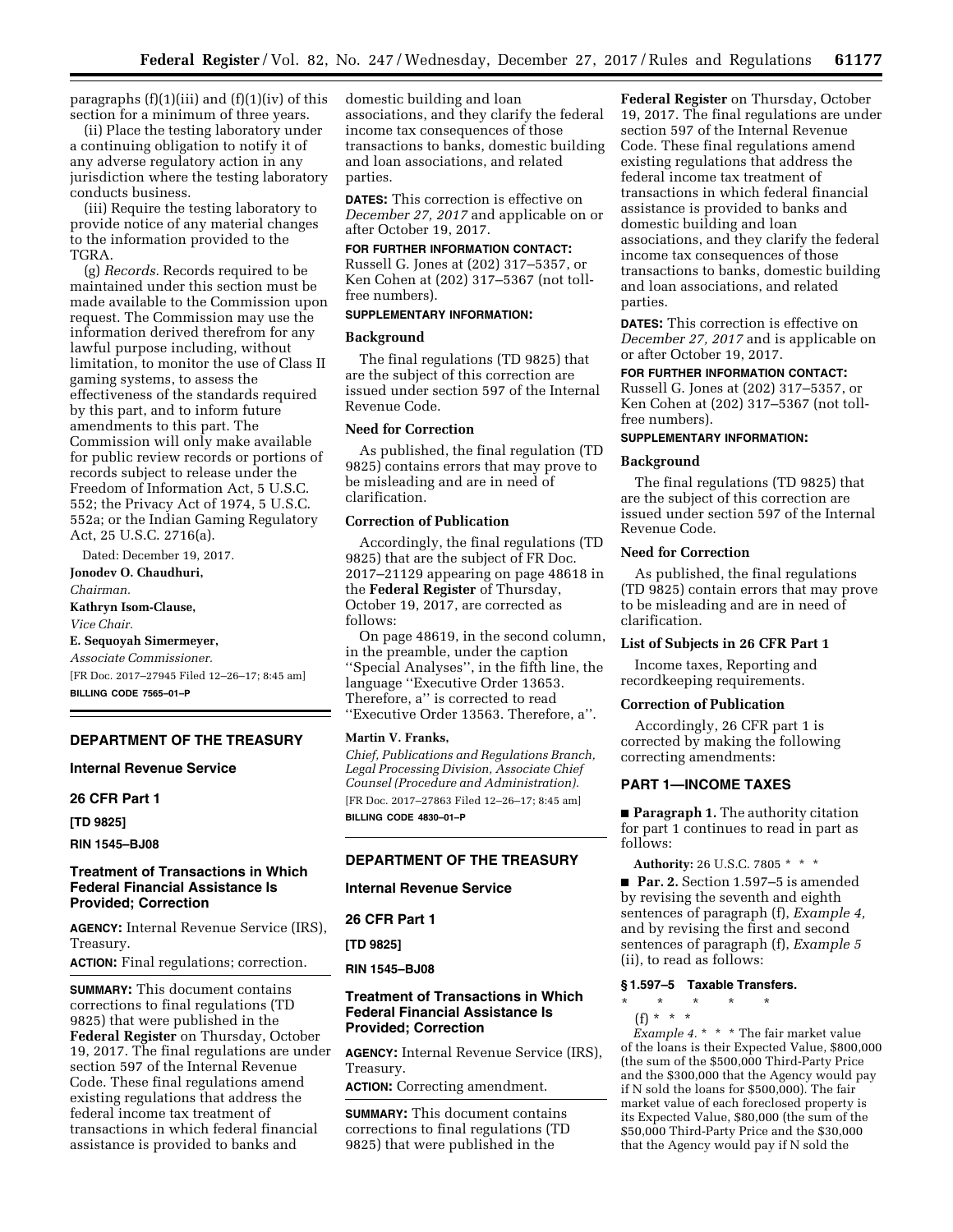paragraphs (f)(1)(iii) and (f)(1)(iv) of this section for a minimum of three years.

(ii) Place the testing laboratory under a continuing obligation to notify it of any adverse regulatory action in any jurisdiction where the testing laboratory conducts business.

(iii) Require the testing laboratory to provide notice of any material changes to the information provided to the TGRA.

(g) *Records.* Records required to be maintained under this section must be made available to the Commission upon request. The Commission may use the information derived therefrom for any lawful purpose including, without limitation, to monitor the use of Class II gaming systems, to assess the effectiveness of the standards required by this part, and to inform future amendments to this part. The Commission will only make available for public review records or portions of records subject to release under the Freedom of Information Act, 5 U.S.C. 552; the Privacy Act of 1974, 5 U.S.C. 552a; or the Indian Gaming Regulatory Act, 25 U.S.C. 2716(a).

Dated: December 19, 2017.

**Jonodev O. Chaudhuri,**

*Chairman.*

**Kathryn Isom-Clause,**

*Vice Chair.*

**E. Sequoyah Simermeyer,**

*Associate Commissioner.*

[FR Doc. 2017–27945 Filed 12–26–17; 8:45 am]

**BILLING CODE 7565–01–P**

## DEPARTMENT OF THE TREASURY

### Internal Revenue Service

### 26 CFR Part 1

**[TD 9825]**

**RIN 1545–BJ08**

### Treatment of Transactions in Which Federal Financial Assistance Is Provided; Correction

**AGENCY:** Internal Revenue Service (IRS), Treasury.

**ACTION:** Final regulations; correction.

**SUMMARY:** This document contains corrections to final regulations (TD 9825) that were published in the **Federal Register** on Thursday, October 19, 2017. The final regulations are under section 597 of the Internal Revenue Code. These final regulations amend existing regulations that address the federal income tax treatment of transactions in which federal financial assistance is provided to banks and domestic building and loan associations, and they clarify the federal income tax consequences of those transactions to banks, domestic building and loan associations, and related parties.

**DATES:** This correction is effective on *December 27, 2017* and applicable on or after October 19, 2017.

**FOR FURTHER INFORMATION CONTACT:** Russell G. Jones at (202) 317–5357, or Ken Cohen at (202) 317–5367 (not toll-free numbers).

**SUPPLEMENTARY INFORMATION:**

**Background**

The final regulations (TD 9825) that are the subject of this correction are issued under section 597 of the Internal Revenue Code.

**Need for Correction**

As published, the final regulation (TD 9825) contains errors that may prove to be misleading and are in need of clarification.

**Correction of Publication**

Accordingly, the final regulations (TD 9825) that are the subject of FR Doc. 2017–21129 appearing on page 48618 in the **Federal Register** of Thursday, October 19, 2017, are corrected as follows:

On page 48619, in the second column, in the preamble, under the caption ''Special Analyses'', in the fifth line, the language ''Executive Order 13653. Therefore, a'' is corrected to read ''Executive Order 13563. Therefore, a''.

**Martin V. Franks,**

*Chief, Publications and Regulations Branch, Legal Processing Division, Associate Chief Counsel (Procedure and Administration).*

[FR Doc. 2017–27863 Filed 12–26–17; 8:45 am]

**BILLING CODE 4830–01–P**

## DEPARTMENT OF THE TREASURY

### Internal Revenue Service

### 26 CFR Part 1

**[TD 9825]**

**RIN 1545–BJ08**

### Treatment of Transactions in Which Federal Financial Assistance Is Provided; Correction

**AGENCY:** Internal Revenue Service (IRS), Treasury.

**ACTION:** Correcting amendment.

**SUMMARY:** This document contains corrections to final regulations (TD 9825) that were published in the **Federal Register** on Thursday, October 19, 2017. The final regulations are under section 597 of the Internal Revenue Code. These final regulations amend existing regulations that address the federal income tax treatment of transactions in which federal financial assistance is provided to banks and domestic building and loan associations, and they clarify the federal income tax consequences of those transactions to banks, domestic building and loan associations, and related parties.

**DATES:** This correction is effective on *December 27, 2017* and is applicable on or after October 19, 2017.

**FOR FURTHER INFORMATION CONTACT:** Russell G. Jones at (202) 317–5357, or Ken Cohen at (202) 317–5367 (not toll-free numbers).

**SUPPLEMENTARY INFORMATION:**

**Background**

The final regulations (TD 9825) that are the subject of this correction are issued under section 597 of the Internal Revenue Code.

**Need for Correction**

As published, the final regulations (TD 9825) contain errors that may prove to be misleading and are in need of clarification.

**List of Subjects in 26 CFR Part 1**

Income taxes, Reporting and recordkeeping requirements.

**Correction of Publication**

Accordingly, 26 CFR part 1 is corrected by making the following correcting amendments:

## PART 1—INCOME TAXES

■ **Paragraph 1.** The authority citation for part 1 continues to read in part as follows:

**Authority:** 26 U.S.C. 7805 * * *

■ **Par. 2.** Section 1.597–5 is amended by revising the seventh and eighth sentences of paragraph (f), *Example 4,* and by revising the first and second sentences of paragraph (f), *Example 5* (ii), to read as follows:

**§ 1.597–5 Taxable Transfers.**

\* \* \* \* \*

(f) * * *

*Example 4.* * * * The fair market value of the loans is their Expected Value, $800,000 (the sum of the $500,000 Third-Party Price and the $300,000 that the Agency would pay if N sold the loans for $500,000). The fair market value of each foreclosed property is its Expected Value, $80,000 (the sum of the $50,000 Third-Party Price and the $30,000 that the Agency would pay if N sold the